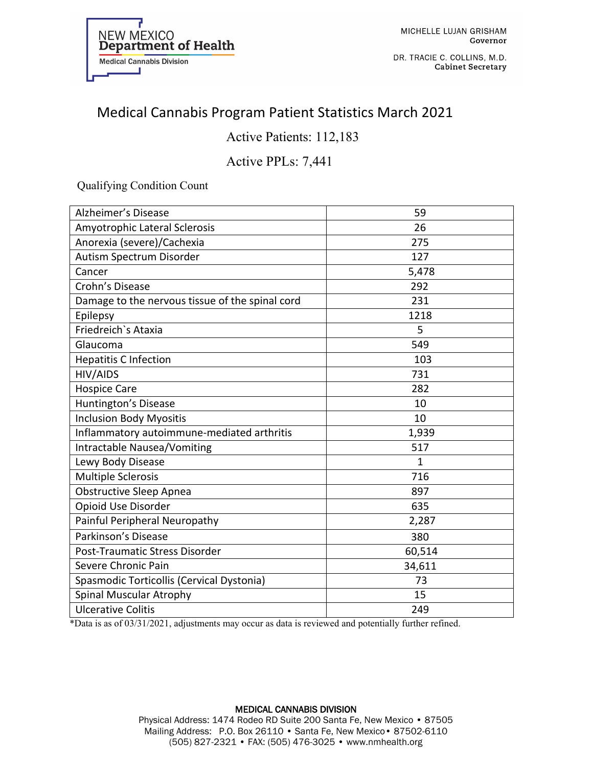NEW MEXICO
**Department of Health**
Medical Cannabis Division

MICHELLE LUJAN GRISHAM
**Governor**

DR. TRACIE C. COLLINS, M.D.
**Cabinet Secretary**

# Medical Cannabis Program Patient Statistics March 2021

Active Patients: 112,183

Active PPLs: 7,441

Qualifying Condition Count

| Condition | Count |
|---|---|
| Alzheimer's Disease | 59 |
| Amyotrophic Lateral Sclerosis | 26 |
| Anorexia (severe)/Cachexia | 275 |
| Autism Spectrum Disorder | 127 |
| Cancer | 5,478 |
| Crohn's Disease | 292 |
| Damage to the nervous tissue of the spinal cord | 231 |
| Epilepsy | 1218 |
| Friedreich`s Ataxia | 5 |
| Glaucoma | 549 |
| Hepatitis C Infection | 103 |
| HIV/AIDS | 731 |
| Hospice Care | 282 |
| Huntington's Disease | 10 |
| Inclusion Body Myositis | 10 |
| Inflammatory autoimmune-mediated arthritis | 1,939 |
| Intractable Nausea/Vomiting | 517 |
| Lewy Body Disease | 1 |
| Multiple Sclerosis | 716 |
| Obstructive Sleep Apnea | 897 |
| Opioid Use Disorder | 635 |
| Painful Peripheral Neuropathy | 2,287 |
| Parkinson's Disease | 380 |
| Post-Traumatic Stress Disorder | 60,514 |
| Severe Chronic Pain | 34,611 |
| Spasmodic Torticollis (Cervical Dystonia) | 73 |
| Spinal Muscular Atrophy | 15 |
| Ulcerative Colitis | 249 |

*Data is as of 03/31/2021, adjustments may occur as data is reviewed and potentially further refined.

**MEDICAL CANNABIS DIVISION**
Physical Address: 1474 Rodeo RD Suite 200 Santa Fe, New Mexico • 87505
Mailing Address: P.O. Box 26110 • Santa Fe, New Mexico • 87502-6110
(505) 827-2321 • FAX: (505) 476-3025 • www.nmhealth.org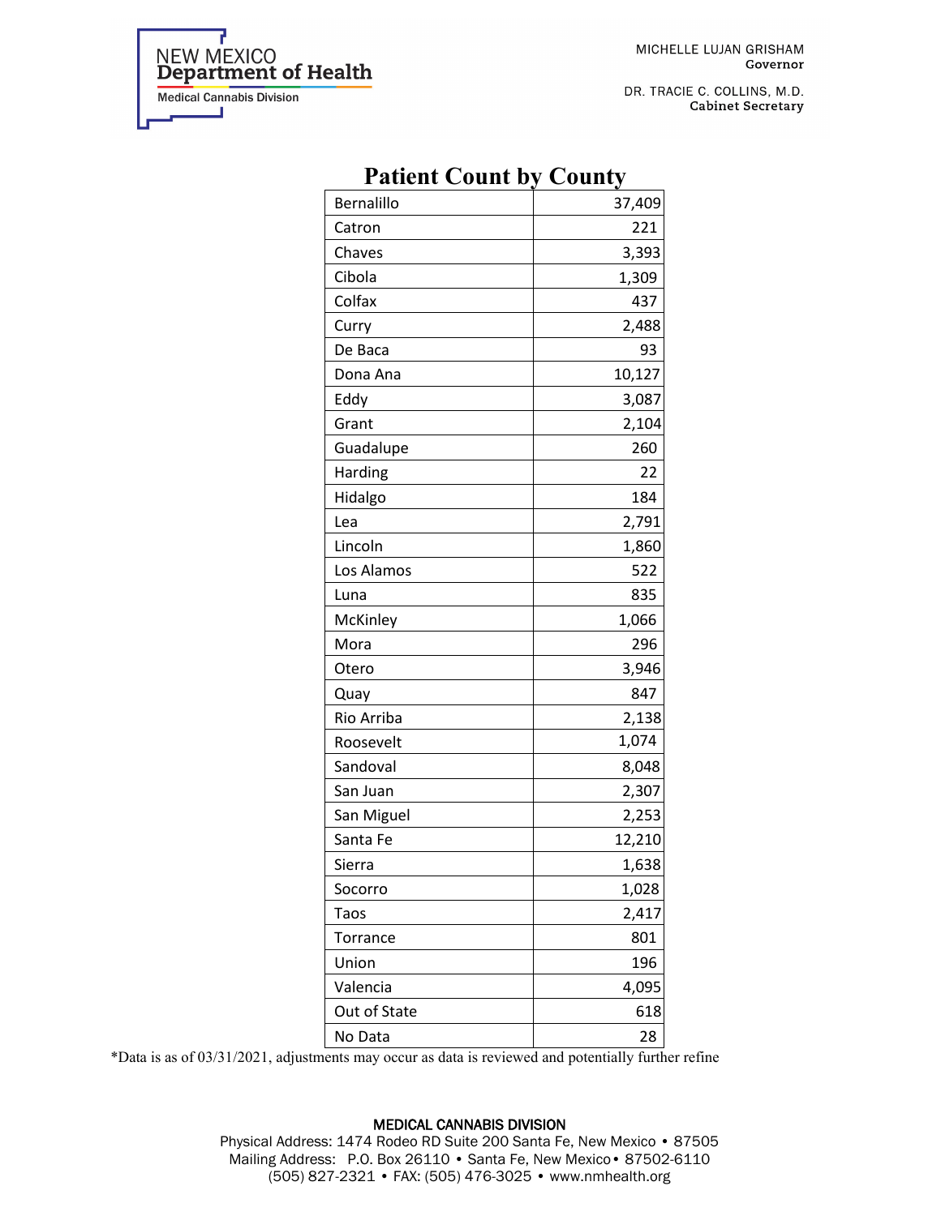NEW MEXICO
**Department of Health**
Medical Cannabis Division

MICHELLE LUJAN GRISHAM
**Governor**

DR. TRACIE C. COLLINS, M.D.
**Cabinet Secretary**

# Patient Count by County

| | |
|---|---|
| Bernalillo | 37,409 |
| Catron | 221 |
| Chaves | 3,393 |
| Cibola | 1,309 |
| Colfax | 437 |
| Curry | 2,488 |
| De Baca | 93 |
| Dona Ana | 10,127 |
| Eddy | 3,087 |
| Grant | 2,104 |
| Guadalupe | 260 |
| Harding | 22 |
| Hidalgo | 184 |
| Lea | 2,791 |
| Lincoln | 1,860 |
| Los Alamos | 522 |
| Luna | 835 |
| McKinley | 1,066 |
| Mora | 296 |
| Otero | 3,946 |
| Quay | 847 |
| Rio Arriba | 2,138 |
| Roosevelt | 1,074 |
| Sandoval | 8,048 |
| San Juan | 2,307 |
| San Miguel | 2,253 |
| Santa Fe | 12,210 |
| Sierra | 1,638 |
| Socorro | 1,028 |
| Taos | 2,417 |
| Torrance | 801 |
| Union | 196 |
| Valencia | 4,095 |
| Out of State | 618 |
| No Data | 28 |

*Data is as of 03/31/2021, adjustments may occur as data is reviewed and potentially further refine

MEDICAL CANNABIS DIVISION
Physical Address: 1474 Rodeo RD Suite 200 Santa Fe, New Mexico • 87505
Mailing Address: P.O. Box 26110 • Santa Fe, New Mexico • 87502-6110
(505) 827-2321 • FAX: (505) 476-3025 • www.nmhealth.org